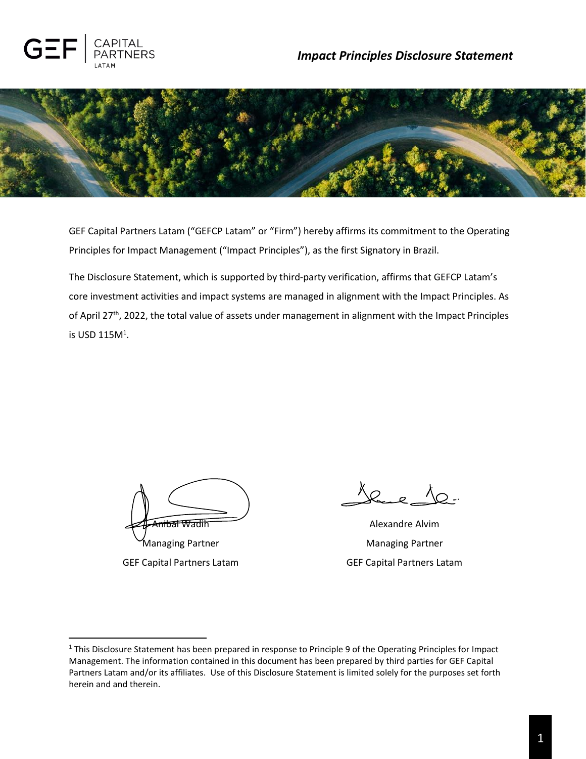# Impact Principles Disclosure Statement

GEF Capital Partners Latam ("GEFCP Latam" or "Firm") hereby affirms its commitment to the Operating Principles for Impact Management ("Impact Principles"), as the first Signatory in Brazil.

The Disclosure Statement, which is supported by third-party verification, affirms that GEFCP Latam's core investment activities and impact systems are managed in alignment with the Impact Principles. As of April 27th, 2022, the total value of assets under management in alignment with the Impact Principles is USD 115M[1].

Anibal Wadih
Managing Partner
GEF Capital Partners Latam

Alexandre Alvim
Managing Partner
GEF Capital Partners Latam

[1] This Disclosure Statement has been prepared in response to Principle 9 of the Operating Principles for Impact Management. The information contained in this document has been prepared by third parties for GEF Capital Partners Latam and/or its affiliates. Use of this Disclosure Statement is limited solely for the purposes set forth herein and and therein.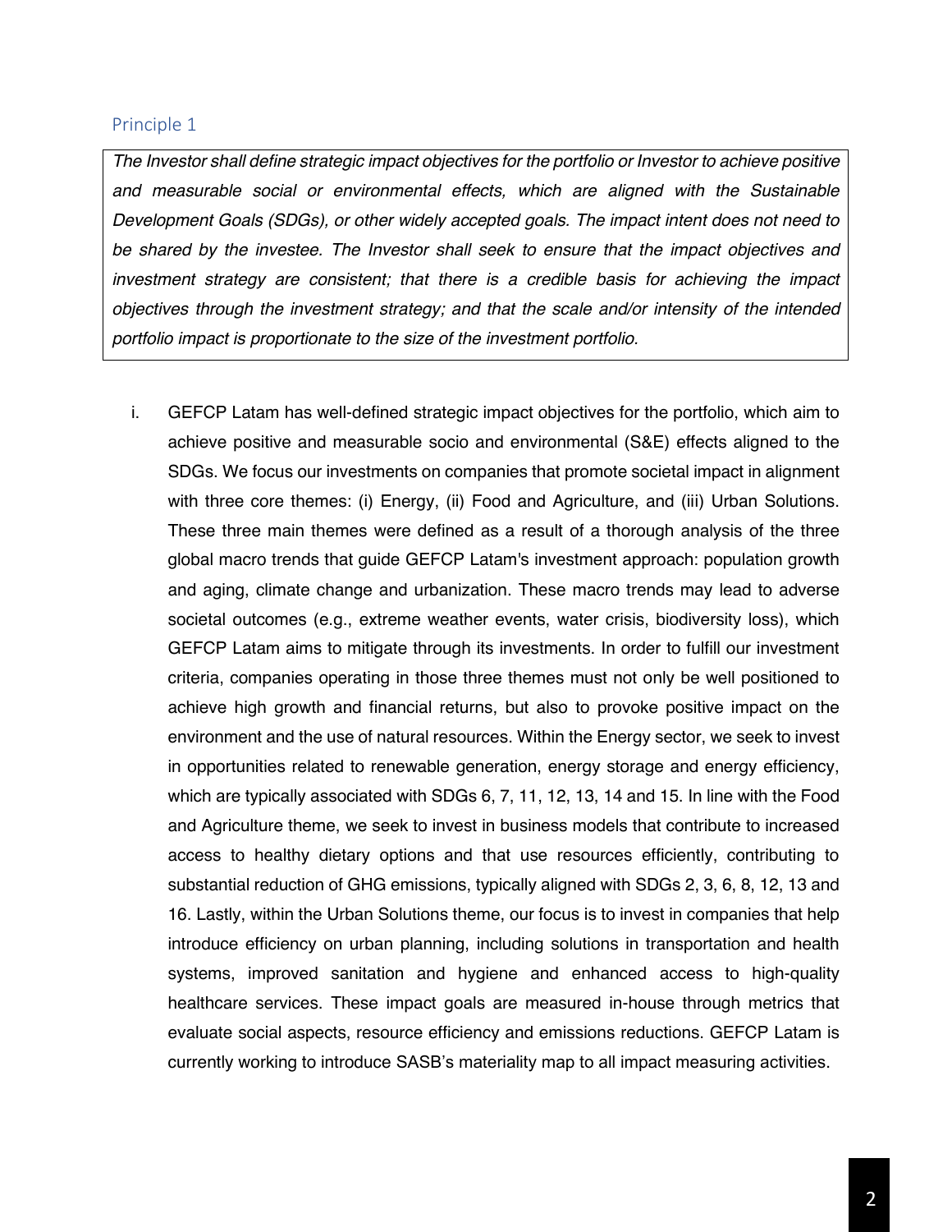## Principle 1

> *The Investor shall define strategic impact objectives for the portfolio or Investor to achieve positive and measurable social or environmental effects, which are aligned with the Sustainable Development Goals (SDGs), or other widely accepted goals. The impact intent does not need to be shared by the investee. The Investor shall seek to ensure that the impact objectives and investment strategy are consistent; that there is a credible basis for achieving the impact objectives through the investment strategy; and that the scale and/or intensity of the intended portfolio impact is proportionate to the size of the investment portfolio.*

i. GEFCP Latam has well-defined strategic impact objectives for the portfolio, which aim to achieve positive and measurable socio and environmental (S&E) effects aligned to the SDGs. We focus our investments on companies that promote societal impact in alignment with three core themes: (i) Energy, (ii) Food and Agriculture, and (iii) Urban Solutions. These three main themes were defined as a result of a thorough analysis of the three global macro trends that guide GEFCP Latam's investment approach: population growth and aging, climate change and urbanization. These macro trends may lead to adverse societal outcomes (e.g., extreme weather events, water crisis, biodiversity loss), which GEFCP Latam aims to mitigate through its investments. In order to fulfill our investment criteria, companies operating in those three themes must not only be well positioned to achieve high growth and financial returns, but also to provoke positive impact on the environment and the use of natural resources. Within the Energy sector, we seek to invest in opportunities related to renewable generation, energy storage and energy efficiency, which are typically associated with SDGs 6, 7, 11, 12, 13, 14 and 15. In line with the Food and Agriculture theme, we seek to invest in business models that contribute to increased access to healthy dietary options and that use resources efficiently, contributing to substantial reduction of GHG emissions, typically aligned with SDGs 2, 3, 6, 8, 12, 13 and 16. Lastly, within the Urban Solutions theme, our focus is to invest in companies that help introduce efficiency on urban planning, including solutions in transportation and health systems, improved sanitation and hygiene and enhanced access to high-quality healthcare services. These impact goals are measured in-house through metrics that evaluate social aspects, resource efficiency and emissions reductions. GEFCP Latam is currently working to introduce SASB's materiality map to all impact measuring activities.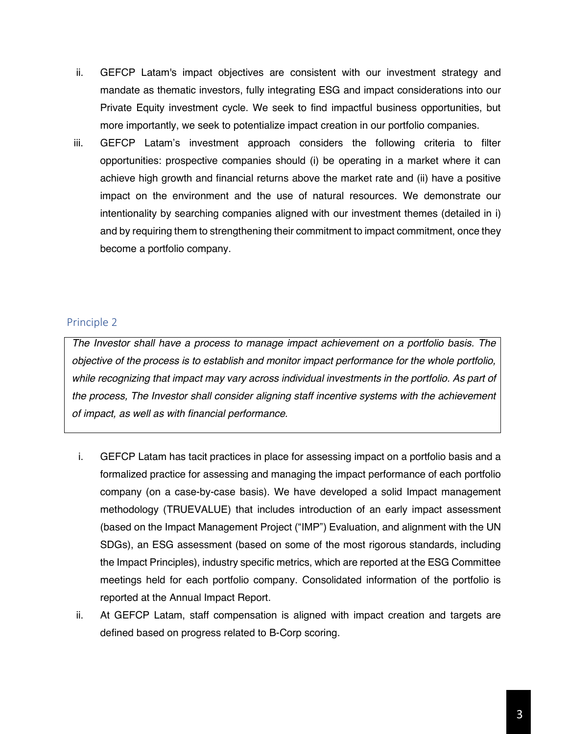ii. GEFCP Latam's impact objectives are consistent with our investment strategy and mandate as thematic investors, fully integrating ESG and impact considerations into our Private Equity investment cycle. We seek to find impactful business opportunities, but more importantly, we seek to potentialize impact creation in our portfolio companies.

iii. GEFCP Latam's investment approach considers the following criteria to filter opportunities: prospective companies should (i) be operating in a market where it can achieve high growth and financial returns above the market rate and (ii) have a positive impact on the environment and the use of natural resources. We demonstrate our intentionality by searching companies aligned with our investment themes (detailed in i) and by requiring them to strengthening their commitment to impact commitment, once they become a portfolio company.

## Principle 2

*The Investor shall have a process to manage impact achievement on a portfolio basis. The objective of the process is to establish and monitor impact performance for the whole portfolio, while recognizing that impact may vary across individual investments in the portfolio. As part of the process, The Investor shall consider aligning staff incentive systems with the achievement of impact, as well as with financial performance.*

i. GEFCP Latam has tacit practices in place for assessing impact on a portfolio basis and a formalized practice for assessing and managing the impact performance of each portfolio company (on a case-by-case basis). We have developed a solid Impact management methodology (TRUEVALUE) that includes introduction of an early impact assessment (based on the Impact Management Project ("IMP") Evaluation, and alignment with the UN SDGs), an ESG assessment (based on some of the most rigorous standards, including the Impact Principles), industry specific metrics, which are reported at the ESG Committee meetings held for each portfolio company. Consolidated information of the portfolio is reported at the Annual Impact Report.

ii. At GEFCP Latam, staff compensation is aligned with impact creation and targets are defined based on progress related to B-Corp scoring.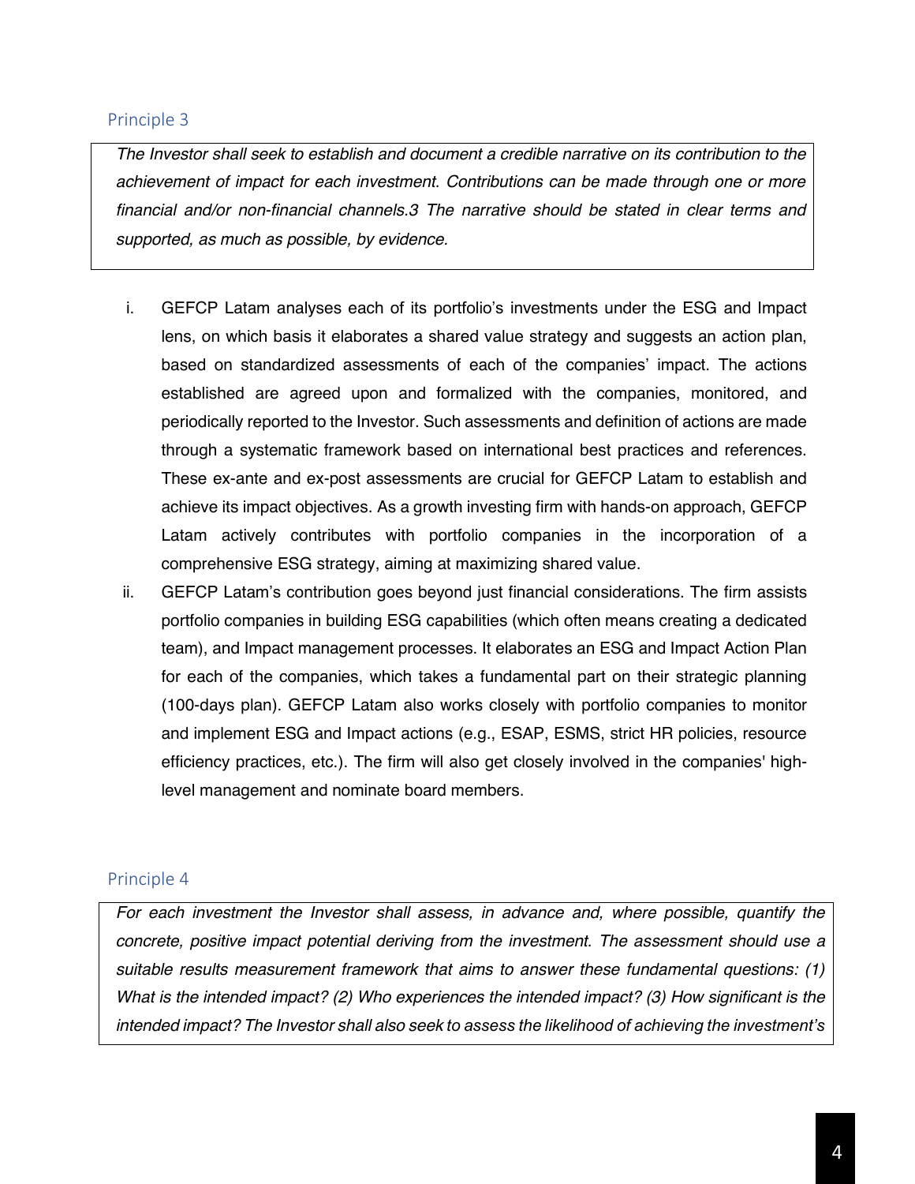## Principle 3

> *The Investor shall seek to establish and document a credible narrative on its contribution to the achievement of impact for each investment. Contributions can be made through one or more financial and/or non-financial channels.3 The narrative should be stated in clear terms and supported, as much as possible, by evidence.*

i. GEFCP Latam analyses each of its portfolio's investments under the ESG and Impact lens, on which basis it elaborates a shared value strategy and suggests an action plan, based on standardized assessments of each of the companies' impact. The actions established are agreed upon and formalized with the companies, monitored, and periodically reported to the Investor. Such assessments and definition of actions are made through a systematic framework based on international best practices and references. These ex-ante and ex-post assessments are crucial for GEFCP Latam to establish and achieve its impact objectives. As a growth investing firm with hands-on approach, GEFCP Latam actively contributes with portfolio companies in the incorporation of a comprehensive ESG strategy, aiming at maximizing shared value.

ii. GEFCP Latam's contribution goes beyond just financial considerations. The firm assists portfolio companies in building ESG capabilities (which often means creating a dedicated team), and Impact management processes. It elaborates an ESG and Impact Action Plan for each of the companies, which takes a fundamental part on their strategic planning (100-days plan). GEFCP Latam also works closely with portfolio companies to monitor and implement ESG and Impact actions (e.g., ESAP, ESMS, strict HR policies, resource efficiency practices, etc.). The firm will also get closely involved in the companies' high-level management and nominate board members.

## Principle 4

> *For each investment the Investor shall assess, in advance and, where possible, quantify the concrete, positive impact potential deriving from the investment. The assessment should use a suitable results measurement framework that aims to answer these fundamental questions: (1) What is the intended impact? (2) Who experiences the intended impact? (3) How significant is the intended impact? The Investor shall also seek to assess the likelihood of achieving the investment's*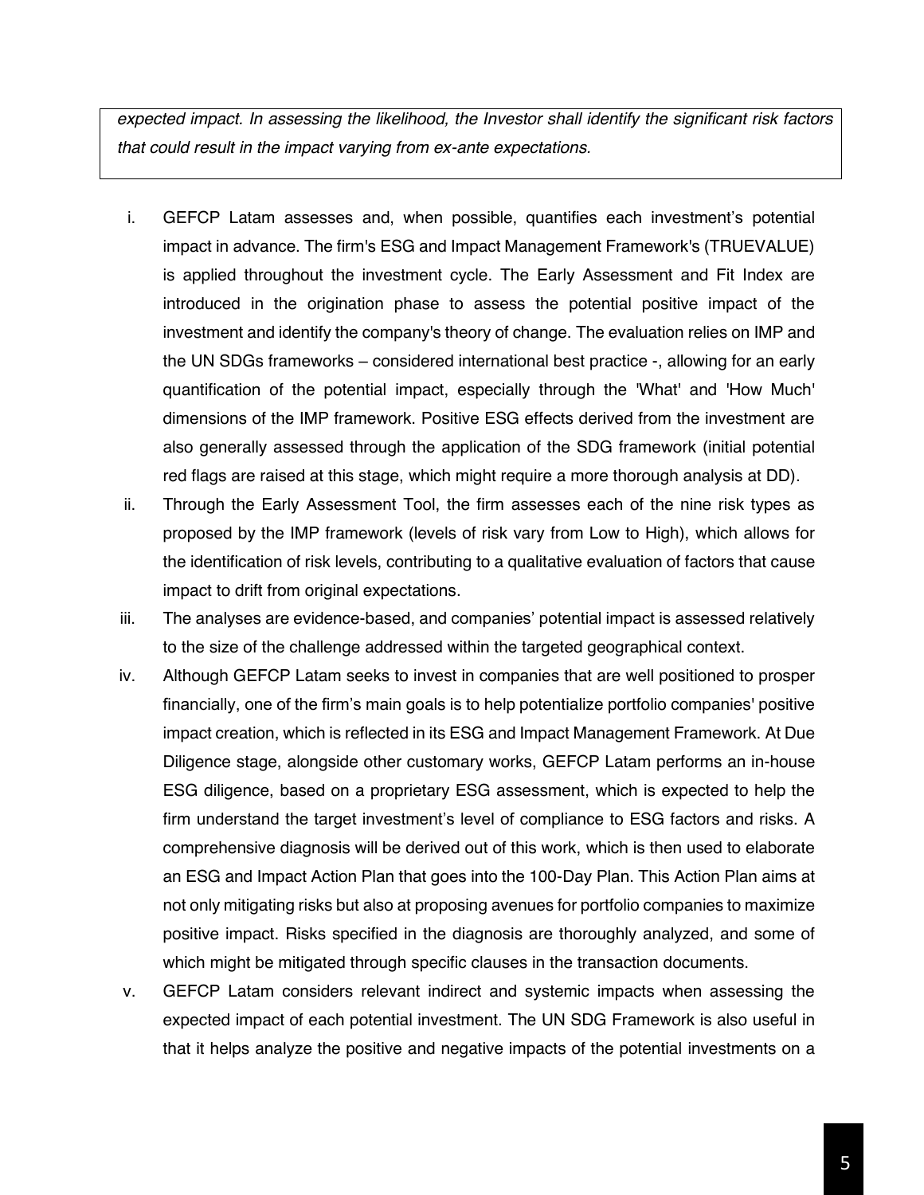*expected impact. In assessing the likelihood, the Investor shall identify the significant risk factors that could result in the impact varying from ex-ante expectations.*

i. GEFCP Latam assesses and, when possible, quantifies each investment's potential impact in advance. The firm's ESG and Impact Management Framework's (TRUEVALUE) is applied throughout the investment cycle. The Early Assessment and Fit Index are introduced in the origination phase to assess the potential positive impact of the investment and identify the company's theory of change. The evaluation relies on IMP and the UN SDGs frameworks – considered international best practice -, allowing for an early quantification of the potential impact, especially through the 'What' and 'How Much' dimensions of the IMP framework. Positive ESG effects derived from the investment are also generally assessed through the application of the SDG framework (initial potential red flags are raised at this stage, which might require a more thorough analysis at DD).

ii. Through the Early Assessment Tool, the firm assesses each of the nine risk types as proposed by the IMP framework (levels of risk vary from Low to High), which allows for the identification of risk levels, contributing to a qualitative evaluation of factors that cause impact to drift from original expectations.

iii. The analyses are evidence-based, and companies' potential impact is assessed relatively to the size of the challenge addressed within the targeted geographical context.

iv. Although GEFCP Latam seeks to invest in companies that are well positioned to prosper financially, one of the firm's main goals is to help potentialize portfolio companies' positive impact creation, which is reflected in its ESG and Impact Management Framework. At Due Diligence stage, alongside other customary works, GEFCP Latam performs an in-house ESG diligence, based on a proprietary ESG assessment, which is expected to help the firm understand the target investment's level of compliance to ESG factors and risks. A comprehensive diagnosis will be derived out of this work, which is then used to elaborate an ESG and Impact Action Plan that goes into the 100-Day Plan. This Action Plan aims at not only mitigating risks but also at proposing avenues for portfolio companies to maximize positive impact. Risks specified in the diagnosis are thoroughly analyzed, and some of which might be mitigated through specific clauses in the transaction documents.

v. GEFCP Latam considers relevant indirect and systemic impacts when assessing the expected impact of each potential investment. The UN SDG Framework is also useful in that it helps analyze the positive and negative impacts of the potential investments on a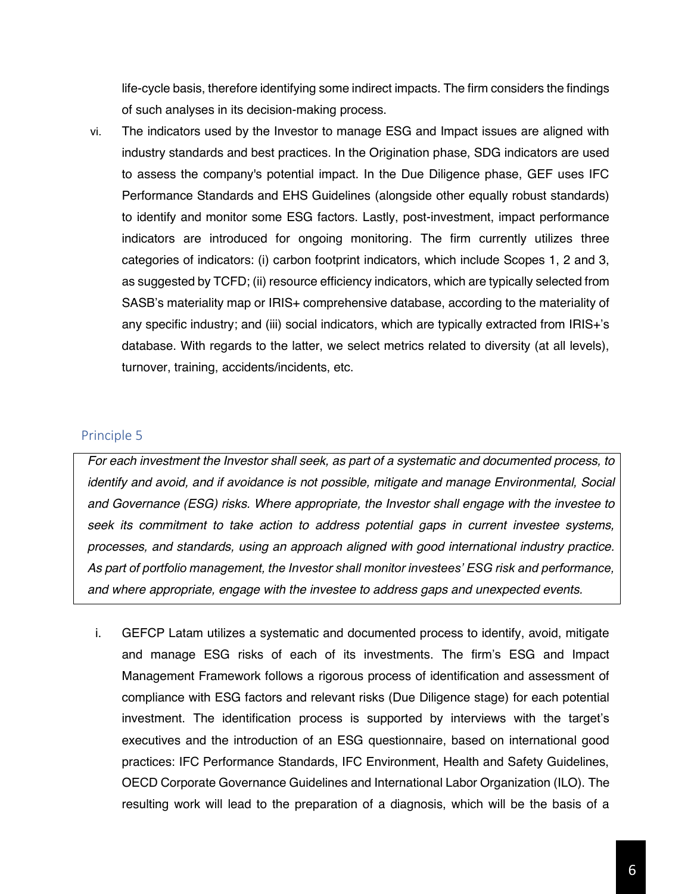life-cycle basis, therefore identifying some indirect impacts. The firm considers the findings of such analyses in its decision-making process.

vi. The indicators used by the Investor to manage ESG and Impact issues are aligned with industry standards and best practices. In the Origination phase, SDG indicators are used to assess the company's potential impact. In the Due Diligence phase, GEF uses IFC Performance Standards and EHS Guidelines (alongside other equally robust standards) to identify and monitor some ESG factors. Lastly, post-investment, impact performance indicators are introduced for ongoing monitoring. The firm currently utilizes three categories of indicators: (i) carbon footprint indicators, which include Scopes 1, 2 and 3, as suggested by TCFD; (ii) resource efficiency indicators, which are typically selected from SASB's materiality map or IRIS+ comprehensive database, according to the materiality of any specific industry; and (iii) social indicators, which are typically extracted from IRIS+'s database. With regards to the latter, we select metrics related to diversity (at all levels), turnover, training, accidents/incidents, etc.

## Principle 5

*For each investment the Investor shall seek, as part of a systematic and documented process, to identify and avoid, and if avoidance is not possible, mitigate and manage Environmental, Social and Governance (ESG) risks. Where appropriate, the Investor shall engage with the investee to seek its commitment to take action to address potential gaps in current investee systems, processes, and standards, using an approach aligned with good international industry practice. As part of portfolio management, the Investor shall monitor investees' ESG risk and performance, and where appropriate, engage with the investee to address gaps and unexpected events.*

i. GEFCP Latam utilizes a systematic and documented process to identify, avoid, mitigate and manage ESG risks of each of its investments. The firm's ESG and Impact Management Framework follows a rigorous process of identification and assessment of compliance with ESG factors and relevant risks (Due Diligence stage) for each potential investment. The identification process is supported by interviews with the target's executives and the introduction of an ESG questionnaire, based on international good practices: IFC Performance Standards, IFC Environment, Health and Safety Guidelines, OECD Corporate Governance Guidelines and International Labor Organization (ILO). The resulting work will lead to the preparation of a diagnosis, which will be the basis of a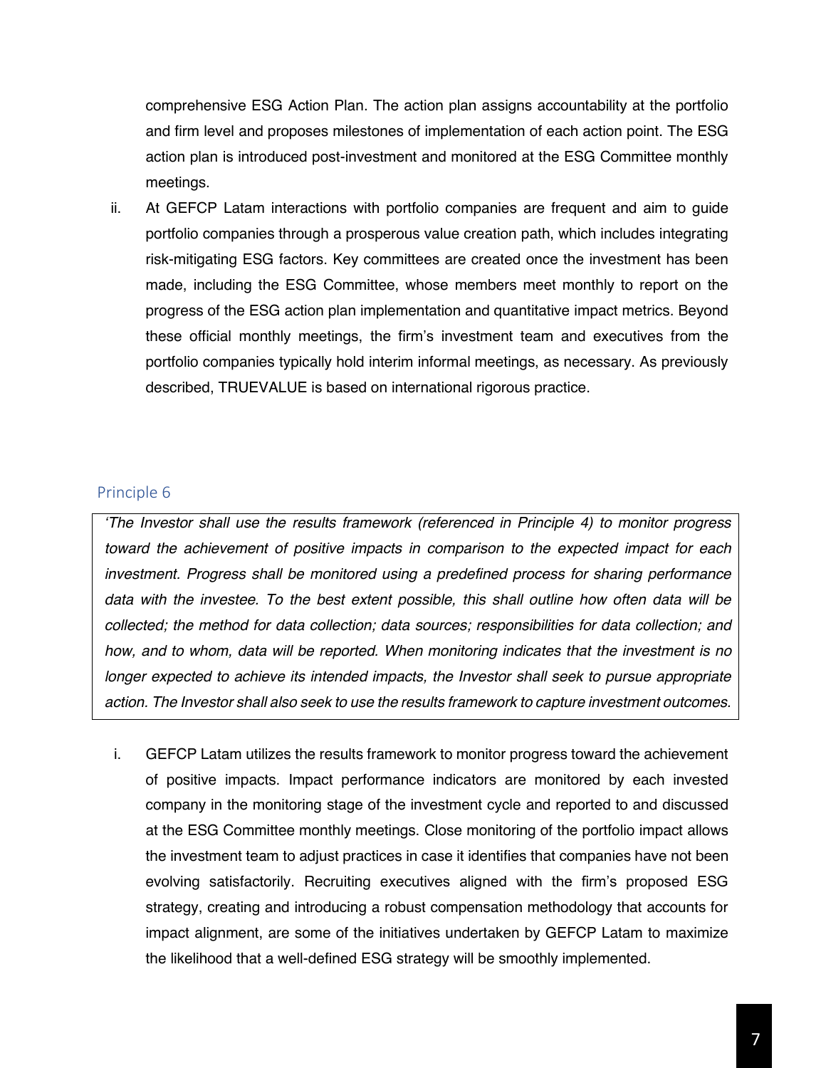comprehensive ESG Action Plan. The action plan assigns accountability at the portfolio and firm level and proposes milestones of implementation of each action point. The ESG action plan is introduced post-investment and monitored at the ESG Committee monthly meetings.

ii. At GEFCP Latam interactions with portfolio companies are frequent and aim to guide portfolio companies through a prosperous value creation path, which includes integrating risk-mitigating ESG factors. Key committees are created once the investment has been made, including the ESG Committee, whose members meet monthly to report on the progress of the ESG action plan implementation and quantitative impact metrics. Beyond these official monthly meetings, the firm's investment team and executives from the portfolio companies typically hold interim informal meetings, as necessary. As previously described, TRUEVALUE is based on international rigorous practice.

## Principle 6

> *'The Investor shall use the results framework (referenced in Principle 4) to monitor progress toward the achievement of positive impacts in comparison to the expected impact for each investment. Progress shall be monitored using a predefined process for sharing performance data with the investee. To the best extent possible, this shall outline how often data will be collected; the method for data collection; data sources; responsibilities for data collection; and how, and to whom, data will be reported. When monitoring indicates that the investment is no longer expected to achieve its intended impacts, the Investor shall seek to pursue appropriate action. The Investor shall also seek to use the results framework to capture investment outcomes.*

i. GEFCP Latam utilizes the results framework to monitor progress toward the achievement of positive impacts. Impact performance indicators are monitored by each invested company in the monitoring stage of the investment cycle and reported to and discussed at the ESG Committee monthly meetings. Close monitoring of the portfolio impact allows the investment team to adjust practices in case it identifies that companies have not been evolving satisfactorily. Recruiting executives aligned with the firm's proposed ESG strategy, creating and introducing a robust compensation methodology that accounts for impact alignment, are some of the initiatives undertaken by GEFCP Latam to maximize the likelihood that a well-defined ESG strategy will be smoothly implemented.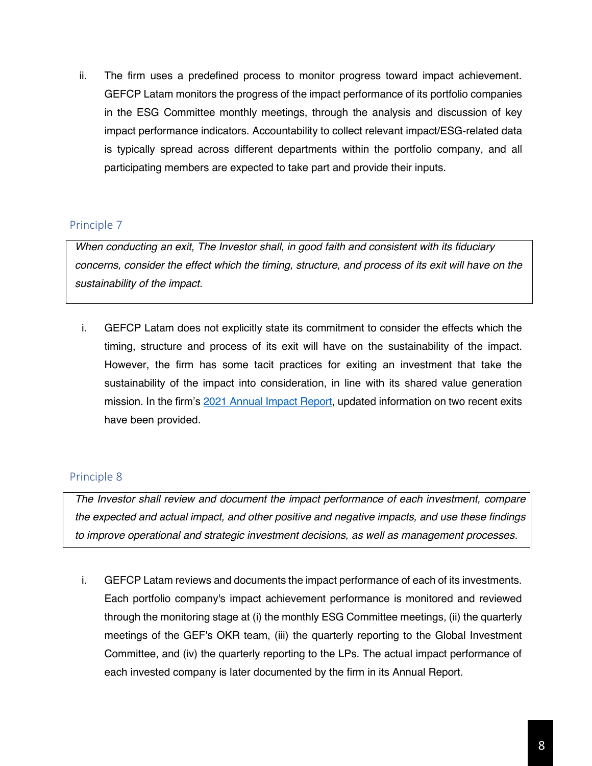ii. The firm uses a predefined process to monitor progress toward impact achievement. GEFCP Latam monitors the progress of the impact performance of its portfolio companies in the ESG Committee monthly meetings, through the analysis and discussion of key impact performance indicators. Accountability to collect relevant impact/ESG-related data is typically spread across different departments within the portfolio company, and all participating members are expected to take part and provide their inputs.

## Principle 7

*When conducting an exit, The Investor shall, in good faith and consistent with its fiduciary concerns, consider the effect which the timing, structure, and process of its exit will have on the sustainability of the impact.*

i. GEFCP Latam does not explicitly state its commitment to consider the effects which the timing, structure and process of its exit will have on the sustainability of the impact. However, the firm has some tacit practices for exiting an investment that take the sustainability of the impact into consideration, in line with its shared value generation mission. In the firm's 2021 Annual Impact Report, updated information on two recent exits have been provided.

## Principle 8

*The Investor shall review and document the impact performance of each investment, compare the expected and actual impact, and other positive and negative impacts, and use these findings to improve operational and strategic investment decisions, as well as management processes.*

i. GEFCP Latam reviews and documents the impact performance of each of its investments. Each portfolio company's impact achievement performance is monitored and reviewed through the monitoring stage at (i) the monthly ESG Committee meetings, (ii) the quarterly meetings of the GEF's OKR team, (iii) the quarterly reporting to the Global Investment Committee, and (iv) the quarterly reporting to the LPs. The actual impact performance of each invested company is later documented by the firm in its Annual Report.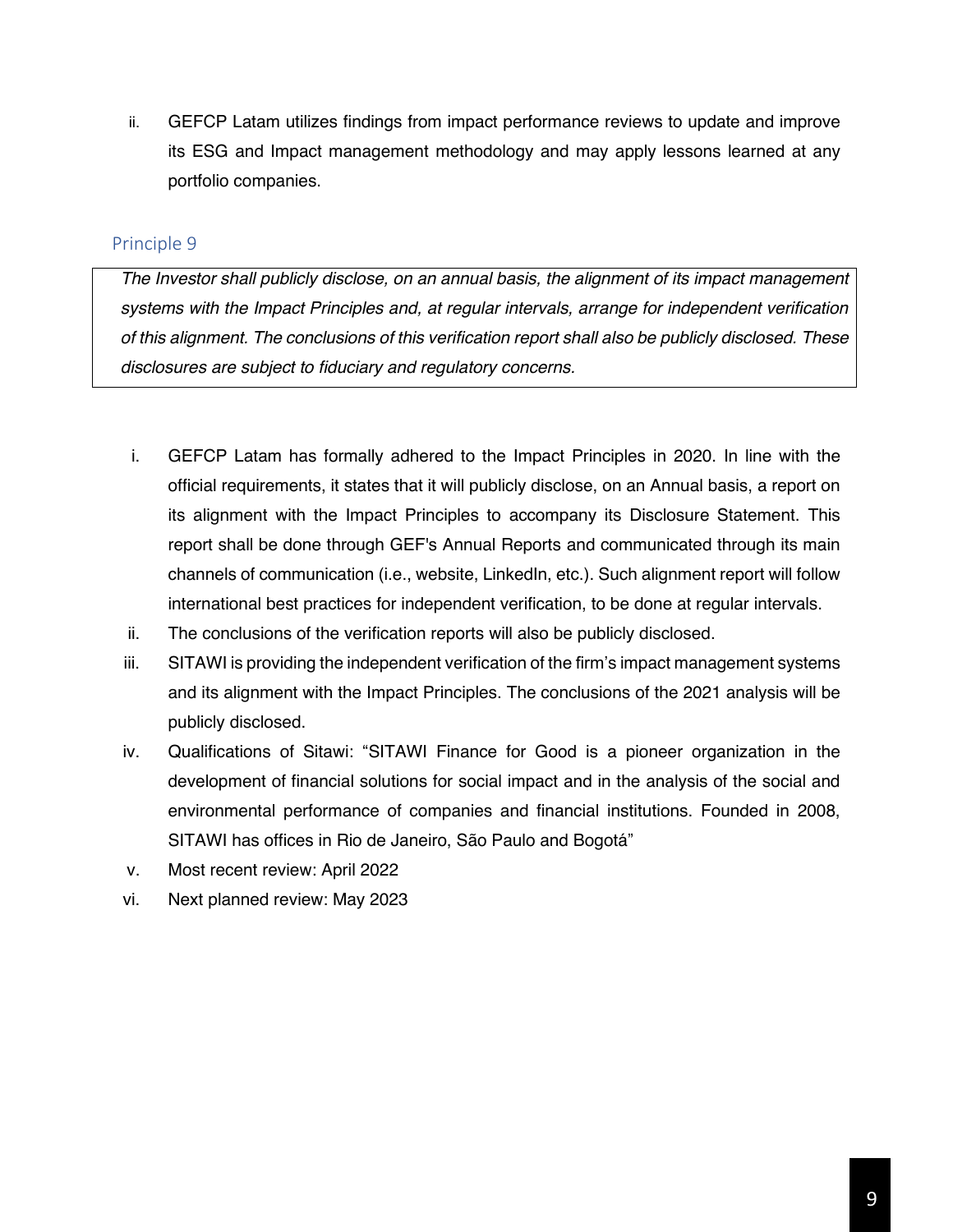ii. GEFCP Latam utilizes findings from impact performance reviews to update and improve its ESG and Impact management methodology and may apply lessons learned at any portfolio companies.

## Principle 9

*The Investor shall publicly disclose, on an annual basis, the alignment of its impact management systems with the Impact Principles and, at regular intervals, arrange for independent verification of this alignment. The conclusions of this verification report shall also be publicly disclosed. These disclosures are subject to fiduciary and regulatory concerns.*

i. GEFCP Latam has formally adhered to the Impact Principles in 2020. In line with the official requirements, it states that it will publicly disclose, on an Annual basis, a report on its alignment with the Impact Principles to accompany its Disclosure Statement. This report shall be done through GEF's Annual Reports and communicated through its main channels of communication (i.e., website, LinkedIn, etc.). Such alignment report will follow international best practices for independent verification, to be done at regular intervals.

ii. The conclusions of the verification reports will also be publicly disclosed.

iii. SITAWI is providing the independent verification of the firm's impact management systems and its alignment with the Impact Principles. The conclusions of the 2021 analysis will be publicly disclosed.

iv. Qualifications of Sitawi: "SITAWI Finance for Good is a pioneer organization in the development of financial solutions for social impact and in the analysis of the social and environmental performance of companies and financial institutions. Founded in 2008, SITAWI has offices in Rio de Janeiro, São Paulo and Bogotá"

v. Most recent review: April 2022

vi. Next planned review: May 2023